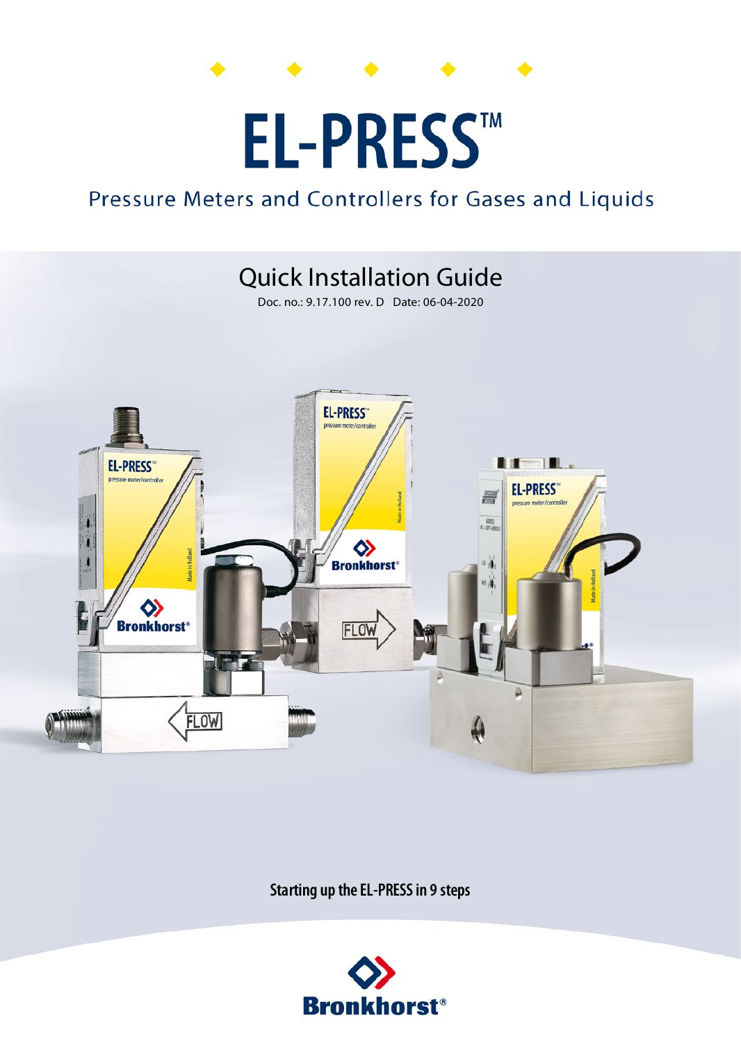# EL-PRESS™

Pressure Meters and Controllers for Gases and Liquids

## Quick Installation Guide

Doc. no.: 9.17.100 rev. D Date: 06-04-2020

**Starting up the EL-PRESS in 9 steps**

Bronkhorst®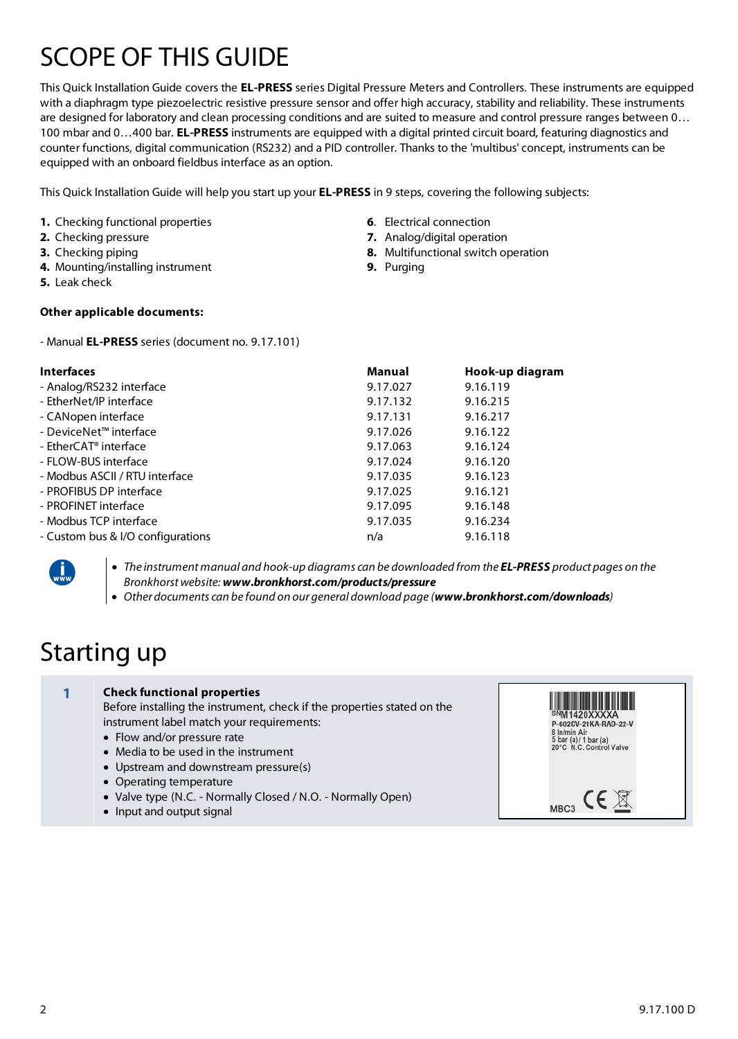# SCOPE OF THIS GUIDE

This Quick Installation Guide covers the **EL-PRESS** series Digital Pressure Meters and Controllers. These instruments are equipped with a diaphragm type piezoelectric resistive pressure sensor and offer high accuracy, stability and reliability. These instruments are designed for laboratory and clean processing conditions and are suited to measure and control pressure ranges between 0…100 mbar and 0…400 bar. **EL-PRESS** instruments are equipped with a digital printed circuit board, featuring diagnostics and counter functions, digital communication (RS232) and a PID controller. Thanks to the 'multibus' concept, instruments can be equipped with an onboard fieldbus interface as an option.

This Quick Installation Guide will help you start up your **EL-PRESS** in 9 steps, covering the following subjects:

1. Checking functional properties
2. Checking pressure
3. Checking piping
4. Mounting/installing instrument
5. Leak check
6. Electrical connection
7. Analog/digital operation
8. Multifunctional switch operation
9. Purging

**Other applicable documents:**

- Manual **EL-PRESS** series (document no. 9.17.101)

| **Interfaces** | **Manual** | **Hook-up diagram** |
|---|---|---|
| - Analog/RS232 interface | 9.17.027 | 9.16.119 |
| - EtherNet/IP interface | 9.17.132 | 9.16.215 |
| - CANopen interface | 9.17.131 | 9.16.217 |
| - DeviceNet™ interface | 9.17.026 | 9.16.122 |
| - EtherCAT® interface | 9.17.063 | 9.16.124 |
| - FLOW-BUS interface | 9.17.024 | 9.16.120 |
| - Modbus ASCII / RTU interface | 9.17.035 | 9.16.123 |
| - PROFIBUS DP interface | 9.17.025 | 9.16.121 |
| - PROFINET interface | 9.17.095 | 9.16.148 |
| - Modbus TCP interface | 9.17.035 | 9.16.234 |
| - Custom bus & I/O configurations | n/a | 9.16.118 |

- *The instrument manual and hook-up diagrams can be downloaded from the **EL-PRESS** product pages on the Bronkhorst website: **www.bronkhorst.com/products/pressure***
- *Other documents can be found on our general download page (**www.bronkhorst.com/downloads**)*

# Starting up

**1 Check functional properties**

Before installing the instrument, check if the properties stated on the instrument label match your requirements:

- Flow and/or pressure rate
- Media to be used in the instrument
- Upstream and downstream pressure(s)
- Operating temperature
- Valve type (N.C. - Normally Closed / N.O. - Normally Open)
- Input and output signal

SN M1420XXXXA
P-602CV-21KA-RAD-22-V
8 ln/min Air
5 bar (a) / 1 bar (a)
20°C N.C. Control Valve
MBC3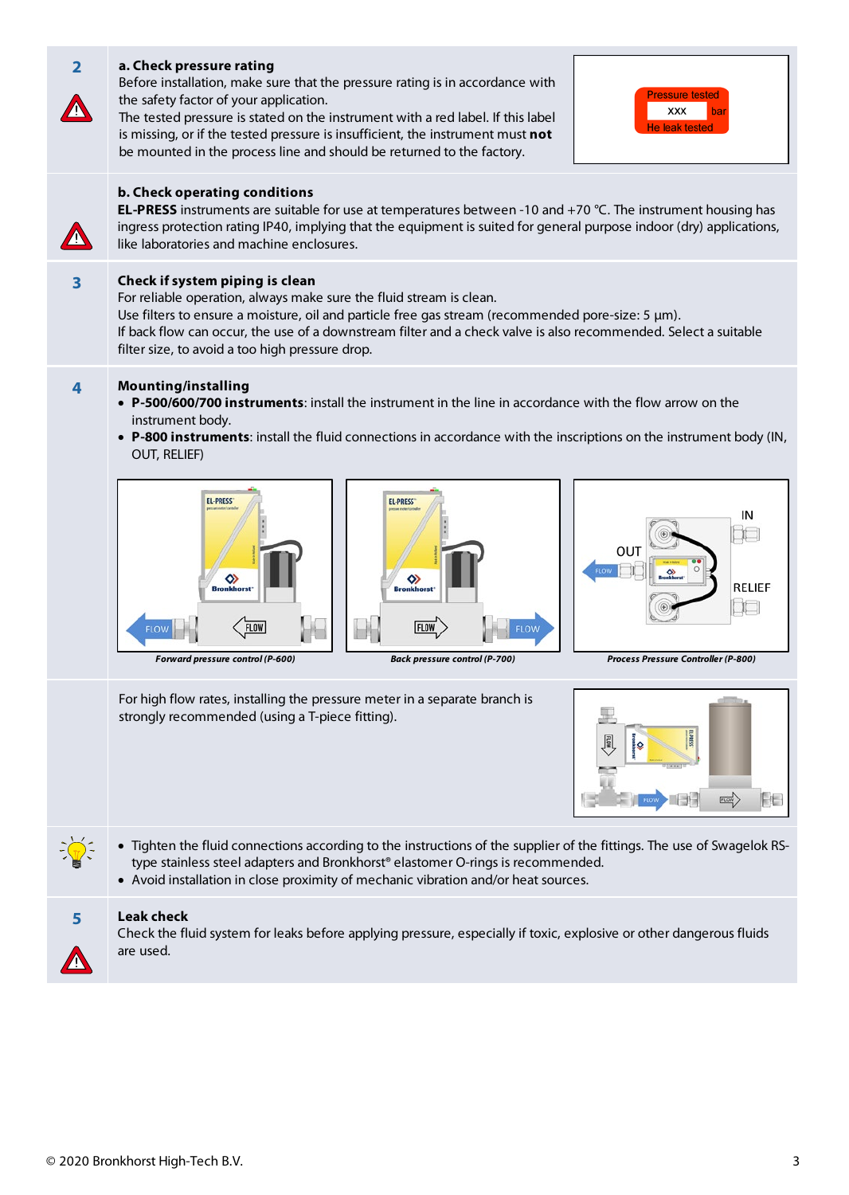**2**

### a. Check pressure rating

Before installation, make sure that the pressure rating is in accordance with the safety factor of your application.

The tested pressure is stated on the instrument with a red label. If this label is missing, or if the tested pressure is insufficient, the instrument must **not** be mounted in the process line and should be returned to the factory.

Pressure tested
XXX bar
He leak tested

### b. Check operating conditions

**EL-PRESS** instruments are suitable for use at temperatures between -10 and +70 °C. The instrument housing has ingress protection rating IP40, implying that the equipment is suited for general purpose indoor (dry) applications, like laboratories and machine enclosures.

**3**

### Check if system piping is clean

For reliable operation, always make sure the fluid stream is clean.

Use filters to ensure a moisture, oil and particle free gas stream (recommended pore-size: 5 µm).

If back flow can occur, the use of a downstream filter and a check valve is also recommended. Select a suitable filter size, to avoid a too high pressure drop.

**4**

### Mounting/installing

- **P-500/600/700 instruments**: install the instrument in the line in accordance with the flow arrow on the instrument body.
- **P-800 instruments**: install the fluid connections in accordance with the inscriptions on the instrument body (IN, OUT, RELIEF)

*Forward pressure control (P-600)*

*Back pressure control (P-700)*

*Process Pressure Controller (P-800)*

For high flow rates, installing the pressure meter in a separate branch is strongly recommended (using a T-piece fitting).

- Tighten the fluid connections according to the instructions of the supplier of the fittings. The use of Swagelok RS-type stainless steel adapters and Bronkhorst® elastomer O-rings is recommended.
- Avoid installation in close proximity of mechanic vibration and/or heat sources.

**5**

### Leak check

Check the fluid system for leaks before applying pressure, especially if toxic, explosive or other dangerous fluids are used.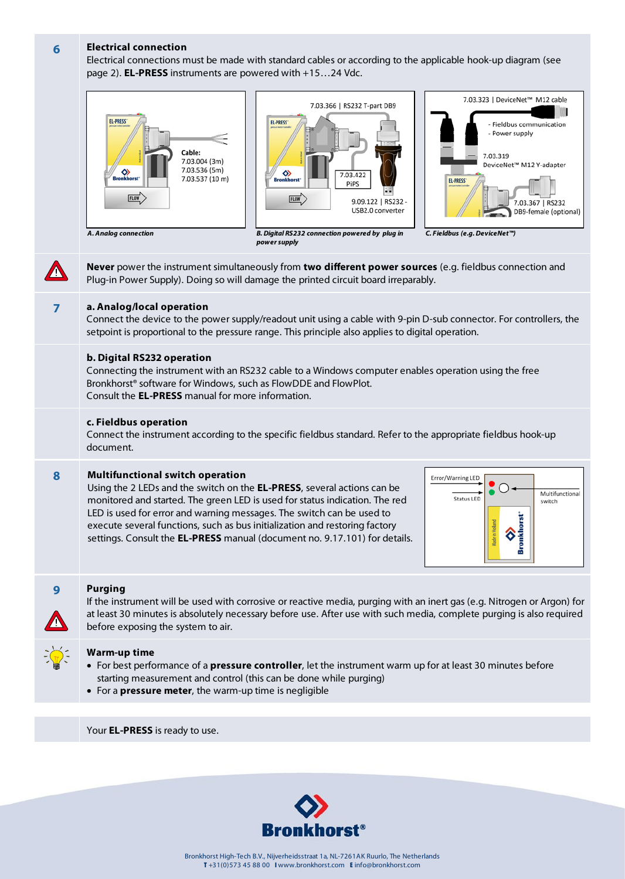## 6 Electrical connection

Electrical connections must be made with standard cables or according to the applicable hook-up diagram (see page 2). **EL-PRESS** instruments are powered with +15…24 Vdc.

Cable:
7.03.004 (3m)
7.03.536 (5m)
7.03.537 (10 m)

*A. Analog connection*

7.03.366 | RS232 T-part DB9
7.03.422 PiPS
9.09.122 | RS232 - USB2.0 converter

*B. Digital RS232 connection powered by plug in power supply*

7.03.323 | DeviceNet™ M12 cable
- Fieldbus communication
- Power supply
7.03.319 DeviceNet™ M12 Y-adapter
7.03.367 | RS232 DB9-female (optional)

*C. Fieldbus (e.g. DeviceNet™)*

**Never** power the instrument simultaneously from **two different power sources** (e.g. fieldbus connection and Plug-in Power Supply). Doing so will damage the printed circuit board irreparably.

## 7

### a. Analog/local operation

Connect the device to the power supply/readout unit using a cable with 9-pin D-sub connector. For controllers, the setpoint is proportional to the pressure range. This principle also applies to digital operation.

### b. Digital RS232 operation

Connecting the instrument with an RS232 cable to a Windows computer enables operation using the free Bronkhorst® software for Windows, such as FlowDDE and FlowPlot.
Consult the **EL-PRESS** manual for more information.

### c. Fieldbus operation

Connect the instrument according to the specific fieldbus standard. Refer to the appropriate fieldbus hook-up document.

## 8 Multifunctional switch operation

Using the 2 LEDs and the switch on the **EL-PRESS**, several actions can be monitored and started. The green LED is used for status indication. The red LED is used for error and warning messages. The switch can be used to execute several functions, such as bus initialization and restoring factory settings. Consult the **EL-PRESS** manual (document no. 9.17.101) for details.

Error/Warning LED
Status LED
Multifunctional switch

## 9 Purging

If the instrument will be used with corrosive or reactive media, purging with an inert gas (e.g. Nitrogen or Argon) for at least 30 minutes is absolutely necessary before use. After use with such media, complete purging is also required before exposing the system to air.

### Warm-up time

- For best performance of a **pressure controller**, let the instrument warm up for at least 30 minutes before starting measurement and control (this can be done while purging)
- For a **pressure meter**, the warm-up time is negligible

Your **EL-PRESS** is ready to use.

Bronkhorst High-Tech B.V., Nijverheidsstraat 1a, NL-7261AK Ruurlo, The Netherlands
T +31(0)573 45 88 00 I www.bronkhorst.com E info@bronkhorst.com